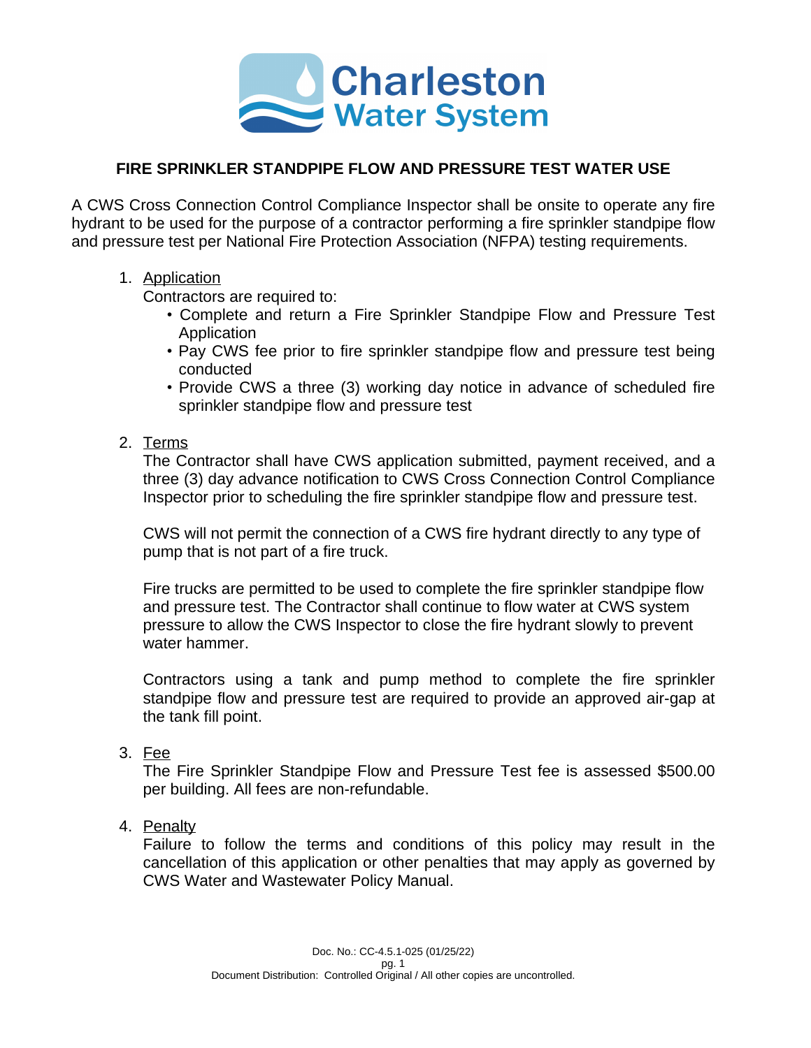Charleston Water System

## FIRE SPRINKLER STANDPIPE FLOW AND PRESSURE TEST WATER USE

A CWS Cross Connection Control Compliance Inspector shall be onsite to operate any fire hydrant to be used for the purpose of a contractor performing a fire sprinkler standpipe flow and pressure test per National Fire Protection Association (NFPA) testing requirements.

1. Application

   Contractors are required to:
   - Complete and return a Fire Sprinkler Standpipe Flow and Pressure Test Application
   - Pay CWS fee prior to fire sprinkler standpipe flow and pressure test being conducted
   - Provide CWS a three (3) working day notice in advance of scheduled fire sprinkler standpipe flow and pressure test

2. Terms

   The Contractor shall have CWS application submitted, payment received, and a three (3) day advance notification to CWS Cross Connection Control Compliance Inspector prior to scheduling the fire sprinkler standpipe flow and pressure test.

   CWS will not permit the connection of a CWS fire hydrant directly to any type of pump that is not part of a fire truck.

   Fire trucks are permitted to be used to complete the fire sprinkler standpipe flow and pressure test. The Contractor shall continue to flow water at CWS system pressure to allow the CWS Inspector to close the fire hydrant slowly to prevent water hammer.

   Contractors using a tank and pump method to complete the fire sprinkler standpipe flow and pressure test are required to provide an approved air-gap at the tank fill point.

3. Fee

   The Fire Sprinkler Standpipe Flow and Pressure Test fee is assessed $500.00 per building. All fees are non-refundable.

4. Penalty

   Failure to follow the terms and conditions of this policy may result in the cancellation of this application or other penalties that may apply as governed by CWS Water and Wastewater Policy Manual.

Doc. No.: CC-4.5.1-025 (01/25/22)

Document Distribution: Controlled Original / All other copies are uncontrolled.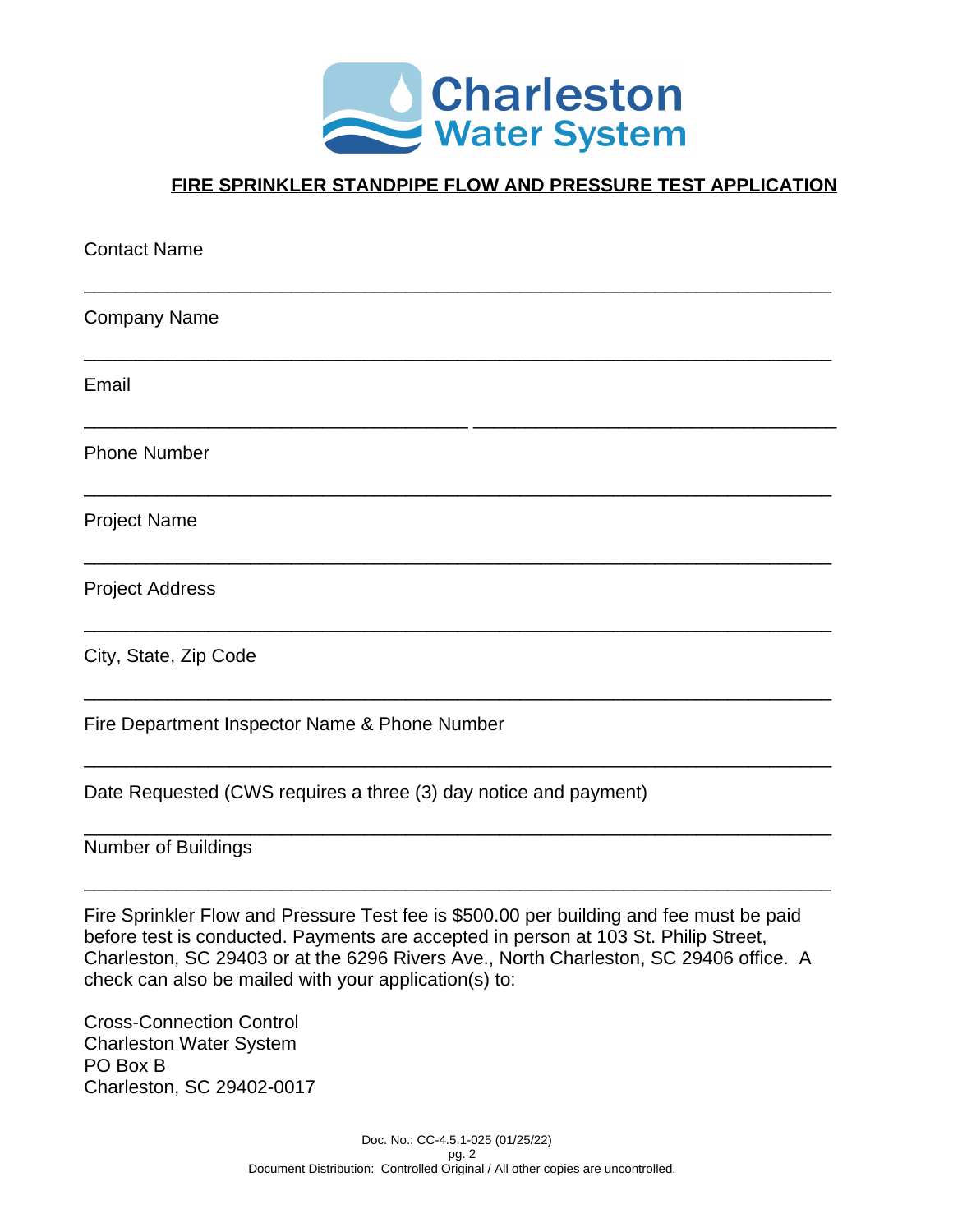Charleston Water System

**FIRE SPRINKLER STANDPIPE FLOW AND PRESSURE TEST APPLICATION**

Contact Name

_______________________________________________________________________

Company Name

_______________________________________________________________________

Email

_______________________________________________________________________

Phone Number

_______________________________________________________________________

Project Name

_______________________________________________________________________

Project Address

_______________________________________________________________________

City, State, Zip Code

_______________________________________________________________________

Fire Department Inspector Name & Phone Number

_______________________________________________________________________

Date Requested (CWS requires a three (3) day notice and payment)

_______________________________________________________________________

Number of Buildings

_______________________________________________________________________

Fire Sprinkler Flow and Pressure Test fee is $500.00 per building and fee must be paid before test is conducted. Payments are accepted in person at 103 St. Philip Street, Charleston, SC 29403 or at the 6296 Rivers Ave., North Charleston, SC 29406 office. A check can also be mailed with your application(s) to:

Cross-Connection Control  
Charleston Water System  
PO Box B  
Charleston, SC 29402-0017

Doc. No.: CC-4.5.1-025 (01/25/22)  
Document Distribution: Controlled Original / All other copies are uncontrolled.